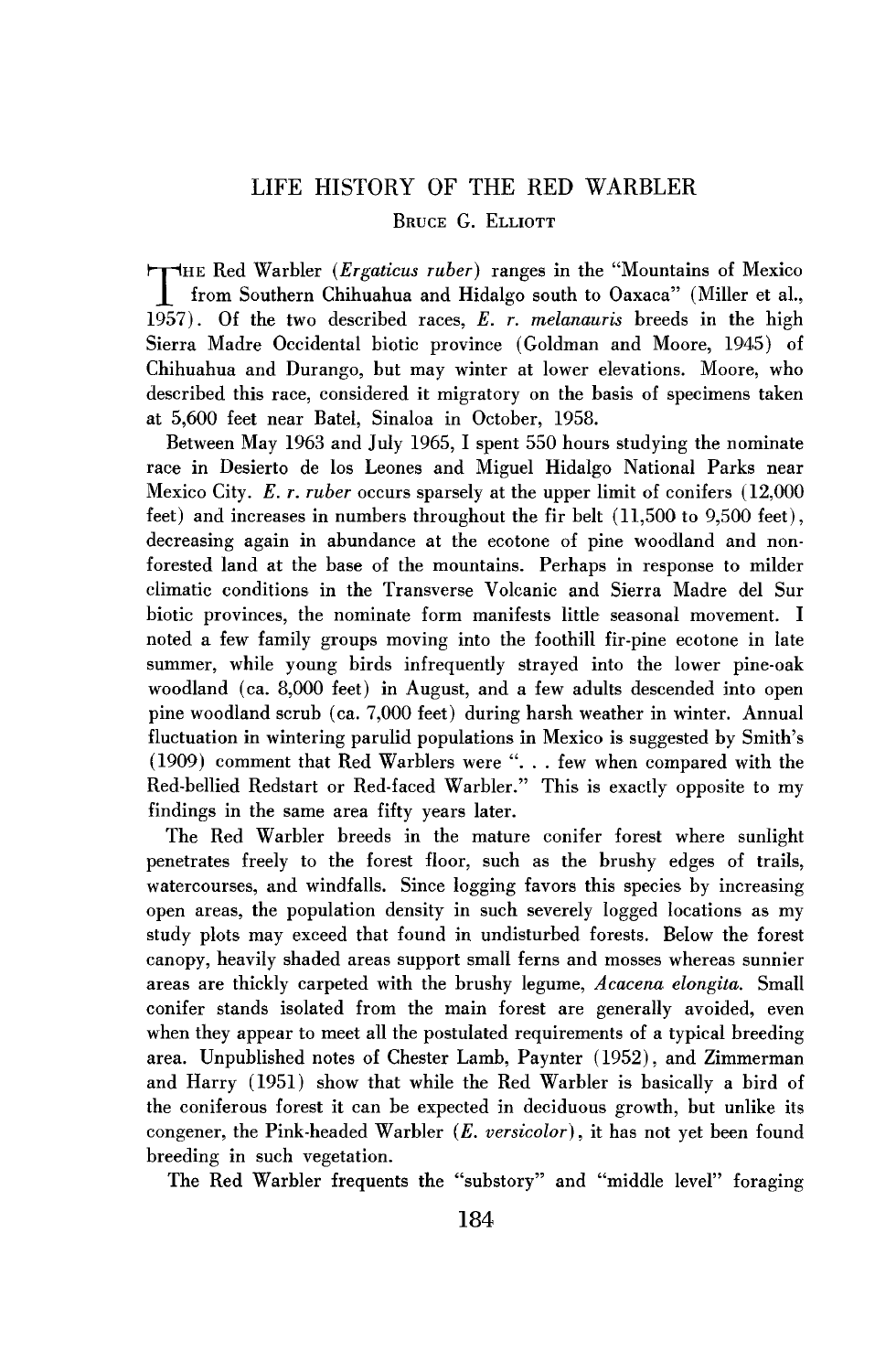# LIFE HISTORY OF THE RED WARBLER

Bruce G. Elliott

The Red Warbler (*Ergaticus ruber*) ranges in the "Mountains of Mexico from Southern Chihuahua and Hidalgo south to Oaxaca" (Miller et al., 1957). Of the two described races, *E. r. melanauris* breeds in the high Sierra Madre Occidental biotic province (Goldman and Moore, 1945) of Chihuahua and Durango, but may winter at lower elevations. Moore, who described this race, considered it migratory on the basis of specimens taken at 5,600 feet near Batel, Sinaloa in October, 1958.

Between May 1963 and July 1965, I spent 550 hours studying the nominate race in Desierto de los Leones and Miguel Hidalgo National Parks near Mexico City. *E. r. ruber* occurs sparsely at the upper limit of conifers (12,000 feet) and increases in numbers throughout the fir belt (11,500 to 9,500 feet), decreasing again in abundance at the ecotone of pine woodland and non-forested land at the base of the mountains. Perhaps in response to milder climatic conditions in the Transverse Volcanic and Sierra Madre del Sur biotic provinces, the nominate form manifests little seasonal movement. I noted a few family groups moving into the foothill fir-pine ecotone in late summer, while young birds infrequently strayed into the lower pine-oak woodland (ca. 8,000 feet) in August, and a few adults descended into open pine woodland scrub (ca. 7,000 feet) during harsh weather in winter. Annual fluctuation in wintering parulid populations in Mexico is suggested by Smith's (1909) comment that Red Warblers were ". . . few when compared with the Red-bellied Redstart or Red-faced Warbler." This is exactly opposite to my findings in the same area fifty years later.

The Red Warbler breeds in the mature conifer forest where sunlight penetrates freely to the forest floor, such as the brushy edges of trails, watercourses, and windfalls. Since logging favors this species by increasing open areas, the population density in such severely logged locations as my study plots may exceed that found in undisturbed forests. Below the forest canopy, heavily shaded areas support small ferns and mosses whereas sunnier areas are thickly carpeted with the brushy legume, *Acacena elongita.* Small conifer stands isolated from the main forest are generally avoided, even when they appear to meet all the postulated requirements of a typical breeding area. Unpublished notes of Chester Lamb, Paynter (1952), and Zimmerman and Harry (1951) show that while the Red Warbler is basically a bird of the coniferous forest it can be expected in deciduous growth, but unlike its congener, the Pink-headed Warbler (*E. versicolor*), it has not yet been found breeding in such vegetation.

The Red Warbler frequents the "substory" and "middle level" foraging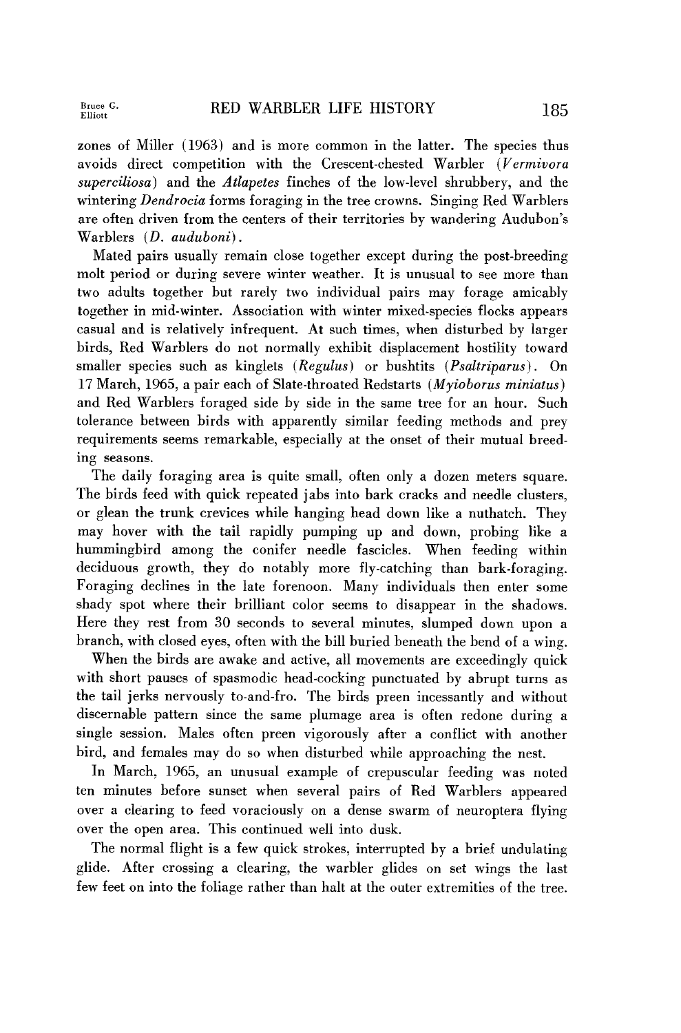zones of Miller (1963) and is more common in the latter. The species thus avoids direct competition with the Crescent-chested Warbler (*Vermivora superciliosa*) and the *Atlapetes* finches of the low-level shrubbery, and the wintering *Dendrocia* forms foraging in the tree crowns. Singing Red Warblers are often driven from the centers of their territories by wandering Audubon's Warblers (*D. auduboni*).

Mated pairs usually remain close together except during the post-breeding molt period or during severe winter weather. It is unusual to see more than two adults together but rarely two individual pairs may forage amicably together in mid-winter. Association with winter mixed-species flocks appears casual and is relatively infrequent. At such times, when disturbed by larger birds, Red Warblers do not normally exhibit displacement hostility toward smaller species such as kinglets (*Regulus*) or bushtits (*Psaltriparus*). On 17 March, 1965, a pair each of Slate-throated Redstarts (*Myioborus miniatus*) and Red Warblers foraged side by side in the same tree for an hour. Such tolerance between birds with apparently similar feeding methods and prey requirements seems remarkable, especially at the onset of their mutual breeding seasons.

The daily foraging area is quite small, often only a dozen meters square. The birds feed with quick repeated jabs into bark cracks and needle clusters, or glean the trunk crevices while hanging head down like a nuthatch. They may hover with the tail rapidly pumping up and down, probing like a hummingbird among the conifer needle fascicles. When feeding within deciduous growth, they do notably more fly-catching than bark-foraging. Foraging declines in the late forenoon. Many individuals then enter some shady spot where their brilliant color seems to disappear in the shadows. Here they rest from 30 seconds to several minutes, slumped down upon a branch, with closed eyes, often with the bill buried beneath the bend of a wing.

When the birds are awake and active, all movements are exceedingly quick with short pauses of spasmodic head-cocking punctuated by abrupt turns as the tail jerks nervously to-and-fro. The birds preen incessantly and without discernable pattern since the same plumage area is often redone during a single session. Males often preen vigorously after a conflict with another bird, and females may do so when disturbed while approaching the nest.

In March, 1965, an unusual example of crepuscular feeding was noted ten minutes before sunset when several pairs of Red Warblers appeared over a clearing to feed voraciously on a dense swarm of neuroptera flying over the open area. This continued well into dusk.

The normal flight is a few quick strokes, interrupted by a brief undulating glide. After crossing a clearing, the warbler glides on set wings the last few feet on into the foliage rather than halt at the outer extremities of the tree.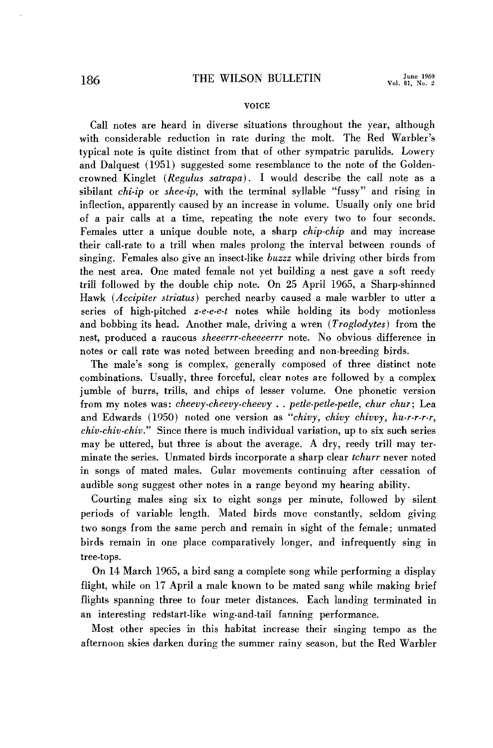### VOICE

Call notes are heard in diverse situations throughout the year, although with considerable reduction in rate during the molt. The Red Warbler's typical note is quite distinct from that of other sympatric parulids. Lowery and Dalquest (1951) suggested some resemblance to the note of the Golden-crowned Kinglet (*Regulus satrapa*). I would describe the call note as a sibilant *chi-ip* or *shee-ip*, with the terminal syllable "fussy" and rising in inflection, apparently caused by an increase in volume. Usually only one brid of a pair calls at a time, repeating the note every two to four seconds. Females utter a unique double note, a sharp *chip-chip* and may increase their call-rate to a trill when males prolong the interval between rounds of singing. Females also give an insect-like *buzzz* while driving other birds from the nest area. One mated female not yet building a nest gave a soft reedy trill followed by the double chip note. On 25 April 1965, a Sharp-shinned Hawk (*Accipiter striatus*) perched nearby caused a male warbler to utter a series of high-pitched *z-e-e-e-t* notes while holding its body motionless and bobbing its head. Another male, driving a wren (*Troglodytes*) from the nest, produced a raucous *sheeerrr-cheeeerrr* note. No obvious difference in notes or call rate was noted between breeding and non-breeding birds.

The male's song is complex, generally composed of three distinct note combinations. Usually, three forceful, clear notes are followed by a complex jumble of burrs, trills, and chips of lesser volume. One phonetic version from my notes was: *cheevy-cheevy-cheevy . . petle-petle-petle, chur chur*; Lea and Edwards (1950) noted one version as "*chivy, chivy chivvy, hu-r-r-r-r, chiv-chiv-chiv.*" Since there is much individual variation, up to six such series may be uttered, but three is about the average. A dry, reedy trill may terminate the series. Unmated birds incorporate a sharp clear *tchurr* never noted in songs of mated males. Gular movements continuing after cessation of audible song suggest other notes in a range beyond my hearing ability.

Courting males sing six to eight songs per minute, followed by silent periods of variable length. Mated birds move constantly, seldom giving two songs from the same perch and remain in sight of the female; unmated birds remain in one place comparatively longer, and infrequently sing in tree-tops.

On 14 March 1965, a bird sang a complete song while performing a display flight, while on 17 April a male known to be mated sang while making brief flights spanning three to four meter distances. Each landing terminated in an interesting redstart-like wing-and-tail fanning performance.

Most other species in this habitat increase their singing tempo as the afternoon skies darken during the summer rainy season, but the Red Warbler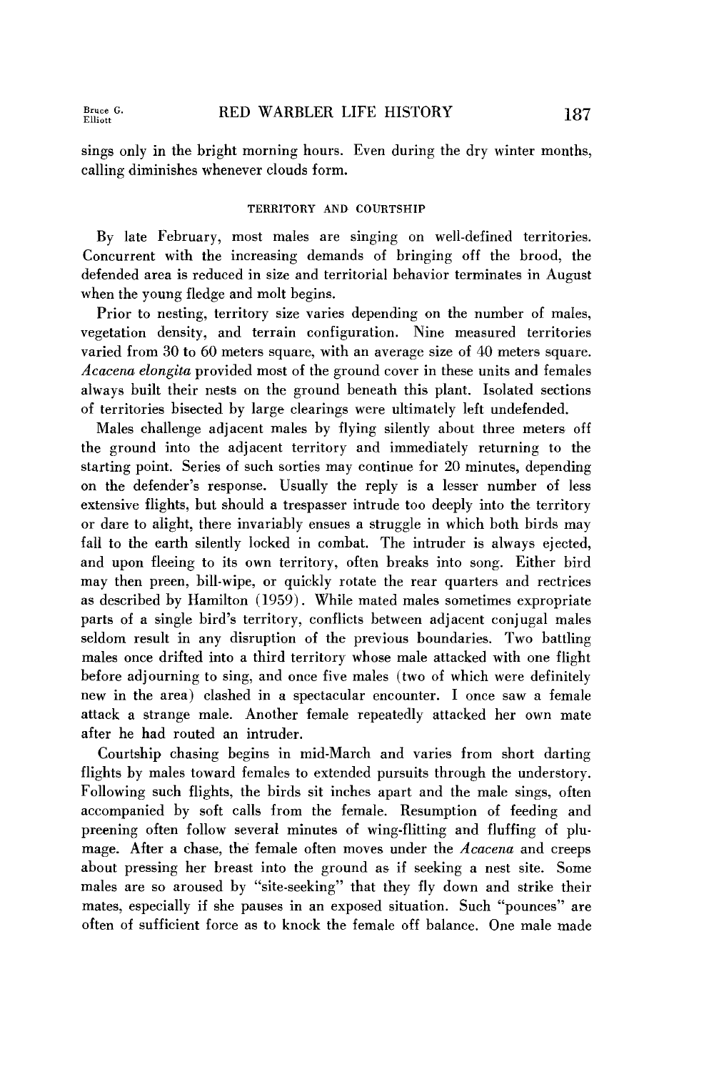sings only in the bright morning hours. Even during the dry winter months, calling diminishes whenever clouds form.

### TERRITORY AND COURTSHIP

By late February, most males are singing on well-defined territories. Concurrent with the increasing demands of bringing off the brood, the defended area is reduced in size and territorial behavior terminates in August when the young fledge and molt begins.

Prior to nesting, territory size varies depending on the number of males, vegetation density, and terrain configuration. Nine measured territories varied from 30 to 60 meters square, with an average size of 40 meters square. *Acacena elongita* provided most of the ground cover in these units and females always built their nests on the ground beneath this plant. Isolated sections of territories bisected by large clearings were ultimately left undefended.

Males challenge adjacent males by flying silently about three meters off the ground into the adjacent territory and immediately returning to the starting point. Series of such sorties may continue for 20 minutes, depending on the defender's response. Usually the reply is a lesser number of less extensive flights, but should a trespasser intrude too deeply into the territory or dare to alight, there invariably ensues a struggle in which both birds may fall to the earth silently locked in combat. The intruder is always ejected, and upon fleeing to its own territory, often breaks into song. Either bird may then preen, bill-wipe, or quickly rotate the rear quarters and rectrices as described by Hamilton (1959). While mated males sometimes expropriate parts of a single bird's territory, conflicts between adjacent conjugal males seldom result in any disruption of the previous boundaries. Two battling males once drifted into a third territory whose male attacked with one flight before adjourning to sing, and once five males (two of which were definitely new in the area) clashed in a spectacular encounter. I once saw a female attack a strange male. Another female repeatedly attacked her own mate after he had routed an intruder.

Courtship chasing begins in mid-March and varies from short darting flights by males toward females to extended pursuits through the understory. Following such flights, the birds sit inches apart and the male sings, often accompanied by soft calls from the female. Resumption of feeding and preening often follow several minutes of wing-flitting and fluffing of plumage. After a chase, the female often moves under the *Acacena* and creeps about pressing her breast into the ground as if seeking a nest site. Some males are so aroused by "site-seeking" that they fly down and strike their mates, especially if she pauses in an exposed situation. Such "pounces" are often of sufficient force as to knock the female off balance. One male made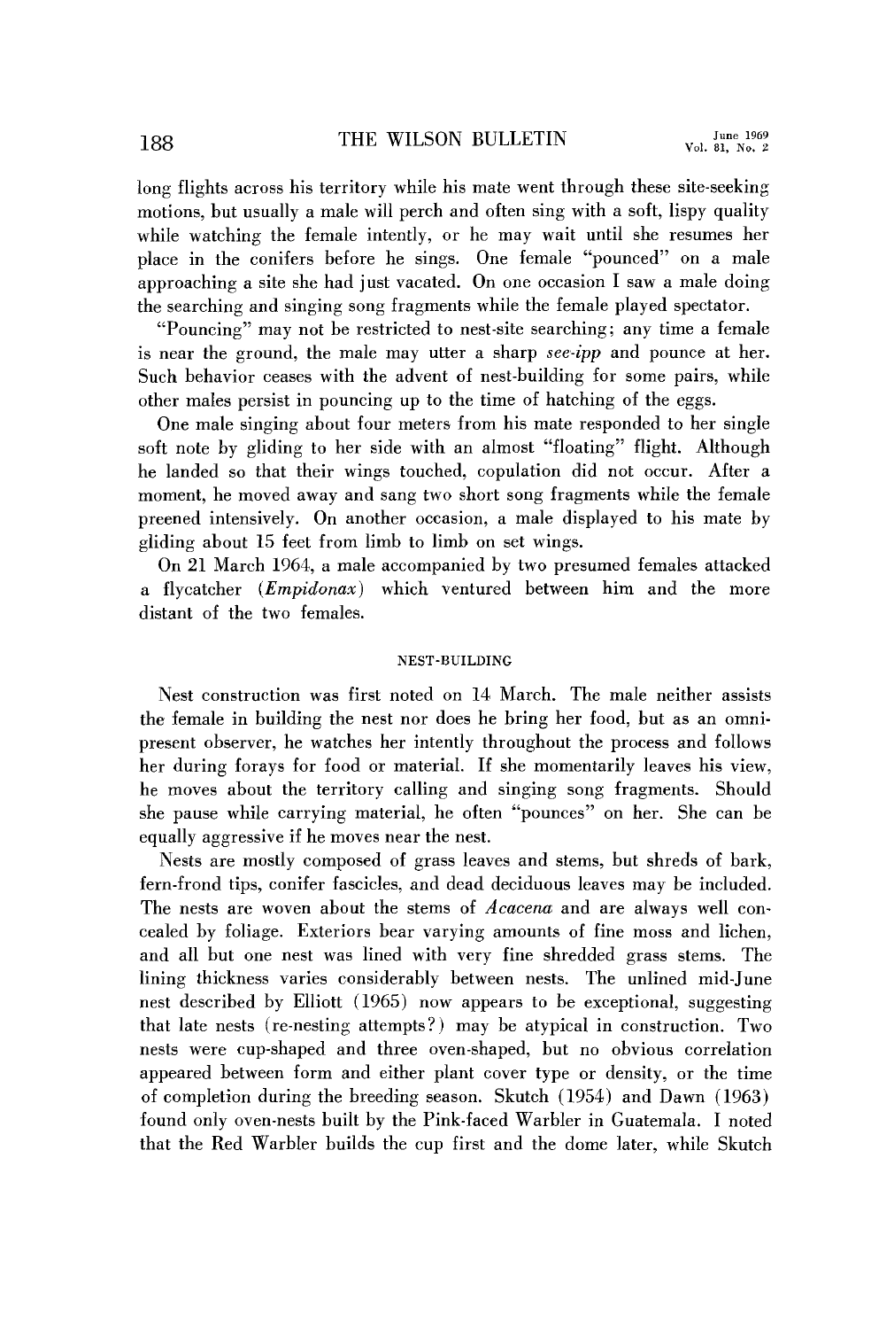long flights across his territory while his mate went through these site-seeking motions, but usually a male will perch and often sing with a soft, lispy quality while watching the female intently, or he may wait until she resumes her place in the conifers before he sings. One female "pounced" on a male approaching a site she had just vacated. On one occasion I saw a male doing the searching and singing song fragments while the female played spectator.

"Pouncing" may not be restricted to nest-site searching; any time a female is near the ground, the male may utter a sharp *see-ipp* and pounce at her. Such behavior ceases with the advent of nest-building for some pairs, while other males persist in pouncing up to the time of hatching of the eggs.

One male singing about four meters from his mate responded to her single soft note by gliding to her side with an almost "floating" flight. Although he landed so that their wings touched, copulation did not occur. After a moment, he moved away and sang two short song fragments while the female preened intensively. On another occasion, a male displayed to his mate by gliding about 15 feet from limb to limb on set wings.

On 21 March 1964, a male accompanied by two presumed females attacked a flycatcher (*Empidonax*) which ventured between him and the more distant of the two females.

## NEST-BUILDING

Nest construction was first noted on 14 March. The male neither assists the female in building the nest nor does he bring her food, but as an omnipresent observer, he watches her intently throughout the process and follows her during forays for food or material. If she momentarily leaves his view, he moves about the territory calling and singing song fragments. Should she pause while carrying material, he often "pounces" on her. She can be equally aggressive if he moves near the nest.

Nests are mostly composed of grass leaves and stems, but shreds of bark, fern-frond tips, conifer fascicles, and dead deciduous leaves may be included. The nests are woven about the stems of *Acacena* and are always well concealed by foliage. Exteriors bear varying amounts of fine moss and lichen, and all but one nest was lined with very fine shredded grass stems. The lining thickness varies considerably between nests. The unlined mid-June nest described by Elliott (1965) now appears to be exceptional, suggesting that late nests (re-nesting attempts?) may be atypical in construction. Two nests were cup-shaped and three oven-shaped, but no obvious correlation appeared between form and either plant cover type or density, or the time of completion during the breeding season. Skutch (1954) and Dawn (1963) found only oven-nests built by the Pink-faced Warbler in Guatemala. I noted that the Red Warbler builds the cup first and the dome later, while Skutch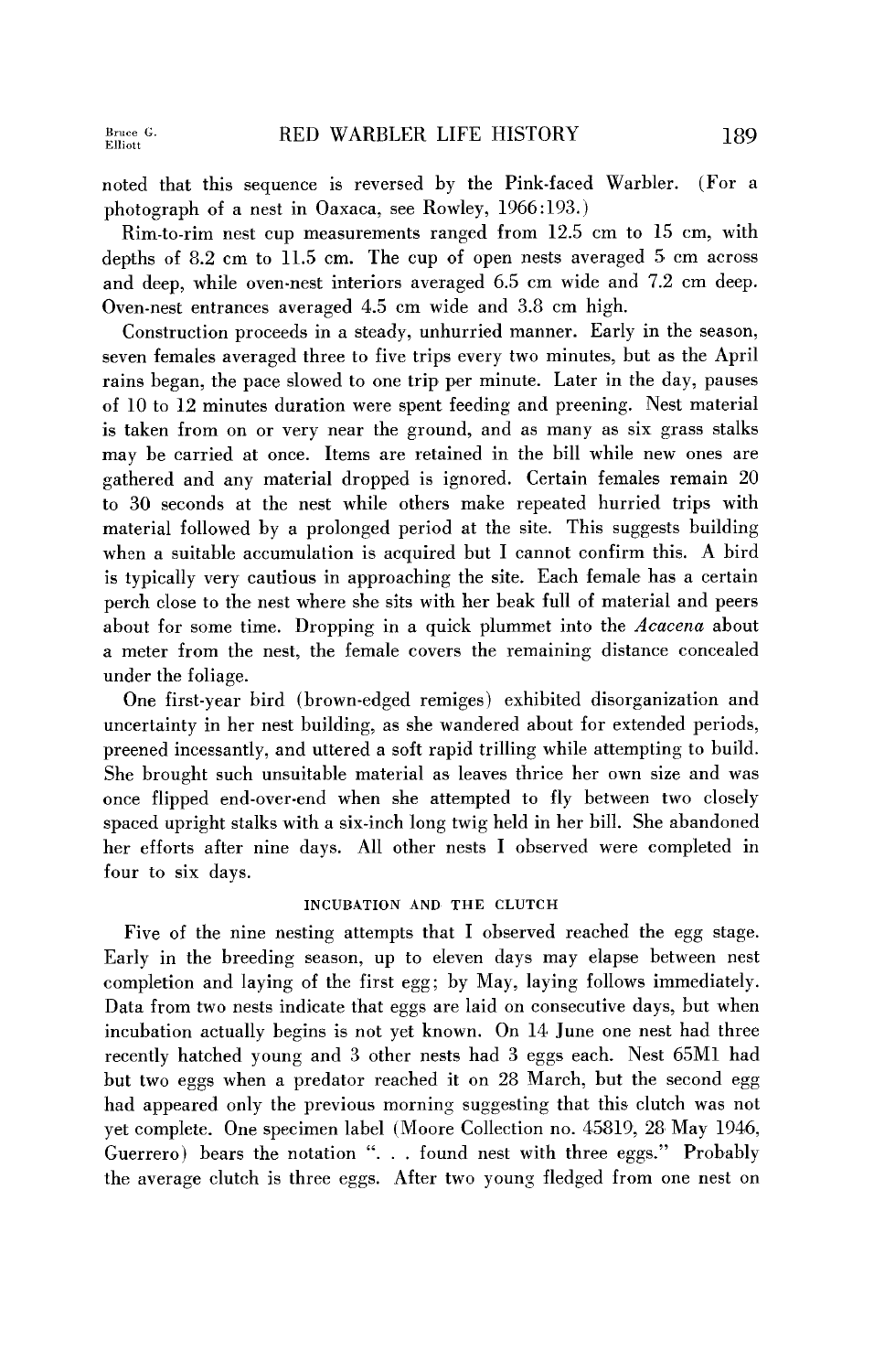noted that this sequence is reversed by the Pink-faced Warbler. (For a photograph of a nest in Oaxaca, see Rowley, 1966:193.)

Rim-to-rim nest cup measurements ranged from 12.5 cm to 15 cm, with depths of 8.2 cm to 11.5 cm. The cup of open nests averaged 5 cm across and deep, while oven-nest interiors averaged 6.5 cm wide and 7.2 cm deep. Oven-nest entrances averaged 4.5 cm wide and 3.8 cm high.

Construction proceeds in a steady, unhurried manner. Early in the season, seven females averaged three to five trips every two minutes, but as the April rains began, the pace slowed to one trip per minute. Later in the day, pauses of 10 to 12 minutes duration were spent feeding and preening. Nest material is taken from on or very near the ground, and as many as six grass stalks may be carried at once. Items are retained in the bill while new ones are gathered and any material dropped is ignored. Certain females remain 20 to 30 seconds at the nest while others make repeated hurried trips with material followed by a prolonged period at the site. This suggests building when a suitable accumulation is acquired but I cannot confirm this. A bird is typically very cautious in approaching the site. Each female has a certain perch close to the nest where she sits with her beak full of material and peers about for some time. Dropping in a quick plummet into the *Acacena* about a meter from the nest, the female covers the remaining distance concealed under the foliage.

One first-year bird (brown-edged remiges) exhibited disorganization and uncertainty in her nest building, as she wandered about for extended periods, preened incessantly, and uttered a soft rapid trilling while attempting to build. She brought such unsuitable material as leaves thrice her own size and was once flipped end-over-end when she attempted to fly between two closely spaced upright stalks with a six-inch long twig held in her bill. She abandoned her efforts after nine days. All other nests I observed were completed in four to six days.

## INCUBATION AND THE CLUTCH

Five of the nine nesting attempts that I observed reached the egg stage. Early in the breeding season, up to eleven days may elapse between nest completion and laying of the first egg; by May, laying follows immediately. Data from two nests indicate that eggs are laid on consecutive days, but when incubation actually begins is not yet known. On 14 June one nest had three recently hatched young and 3 other nests had 3 eggs each. Nest 65M1 had but two eggs when a predator reached it on 28 March, but the second egg had appeared only the previous morning suggesting that this clutch was not yet complete. One specimen label (Moore Collection no. 45819, 28 May 1946, Guerrero) bears the notation ". . . found nest with three eggs." Probably the average clutch is three eggs. After two young fledged from one nest on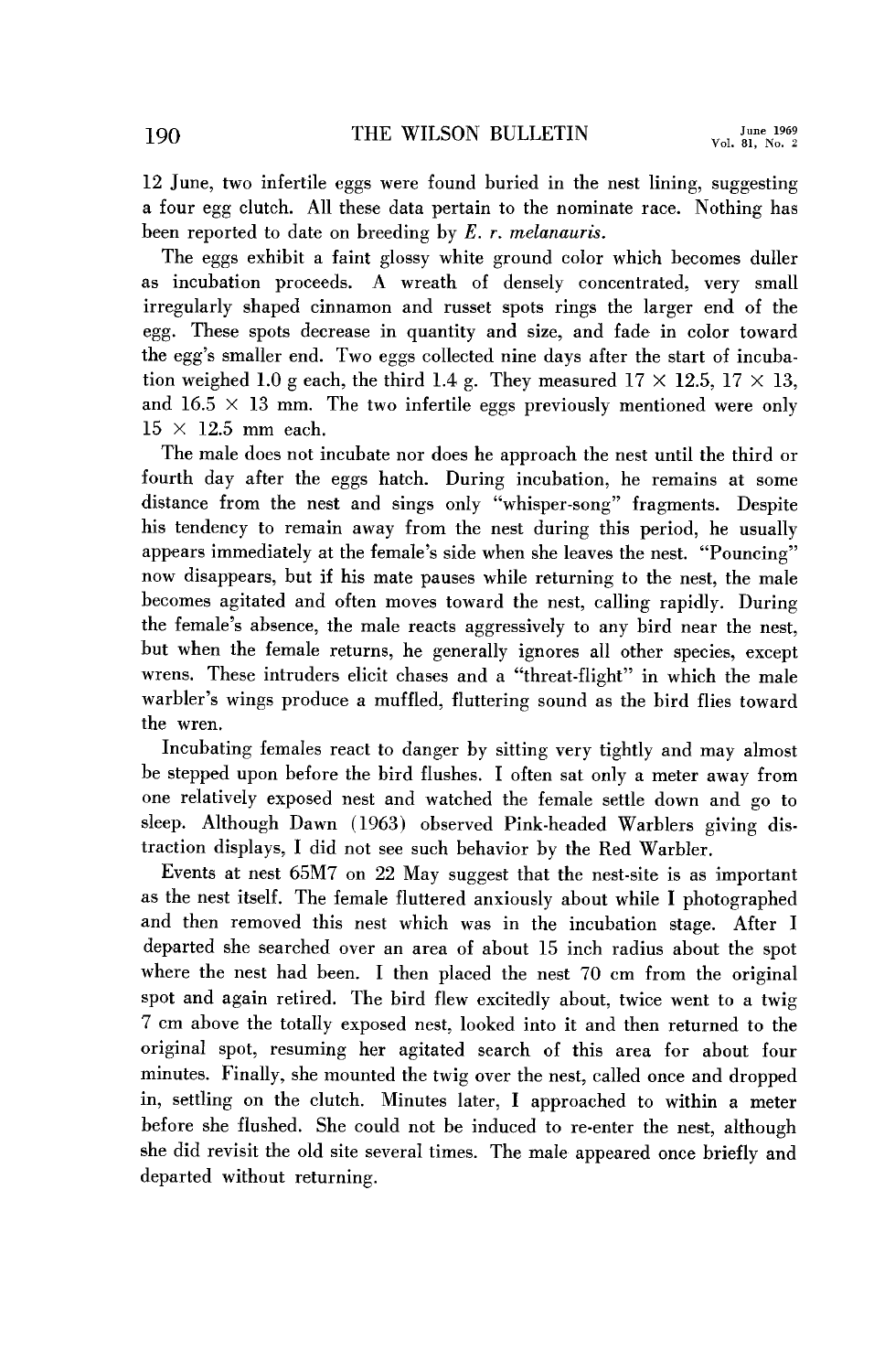12 June, two infertile eggs were found buried in the nest lining, suggesting a four egg clutch. All these data pertain to the nominate race. Nothing has been reported to date on breeding by *E. r. melanauris.*

The eggs exhibit a faint glossy white ground color which becomes duller as incubation proceeds. A wreath of densely concentrated, very small irregularly shaped cinnamon and russet spots rings the larger end of the egg. These spots decrease in quantity and size, and fade in color toward the egg's smaller end. Two eggs collected nine days after the start of incubation weighed 1.0 g each, the third 1.4 g. They measured 17 × 12.5, 17 × 13, and 16.5 × 13 mm. The two infertile eggs previously mentioned were only 15 × 12.5 mm each.

The male does not incubate nor does he approach the nest until the third or fourth day after the eggs hatch. During incubation, he remains at some distance from the nest and sings only "whisper-song" fragments. Despite his tendency to remain away from the nest during this period, he usually appears immediately at the female's side when she leaves the nest. "Pouncing" now disappears, but if his mate pauses while returning to the nest, the male becomes agitated and often moves toward the nest, calling rapidly. During the female's absence, the male reacts aggressively to any bird near the nest, but when the female returns, he generally ignores all other species, except wrens. These intruders elicit chases and a "threat-flight" in which the male warbler's wings produce a muffled, fluttering sound as the bird flies toward the wren.

Incubating females react to danger by sitting very tightly and may almost be stepped upon before the bird flushes. I often sat only a meter away from one relatively exposed nest and watched the female settle down and go to sleep. Although Dawn (1963) observed Pink-headed Warblers giving distraction displays, I did not see such behavior by the Red Warbler.

Events at nest 65M7 on 22 May suggest that the nest-site is as important as the nest itself. The female fluttered anxiously about while I photographed and then removed this nest which was in the incubation stage. After I departed she searched over an area of about 15 inch radius about the spot where the nest had been. I then placed the nest 70 cm from the original spot and again retired. The bird flew excitedly about, twice went to a twig 7 cm above the totally exposed nest, looked into it and then returned to the original spot, resuming her agitated search of this area for about four minutes. Finally, she mounted the twig over the nest, called once and dropped in, settling on the clutch. Minutes later, I approached to within a meter before she flushed. She could not be induced to re-enter the nest, although she did revisit the old site several times. The male appeared once briefly and departed without returning.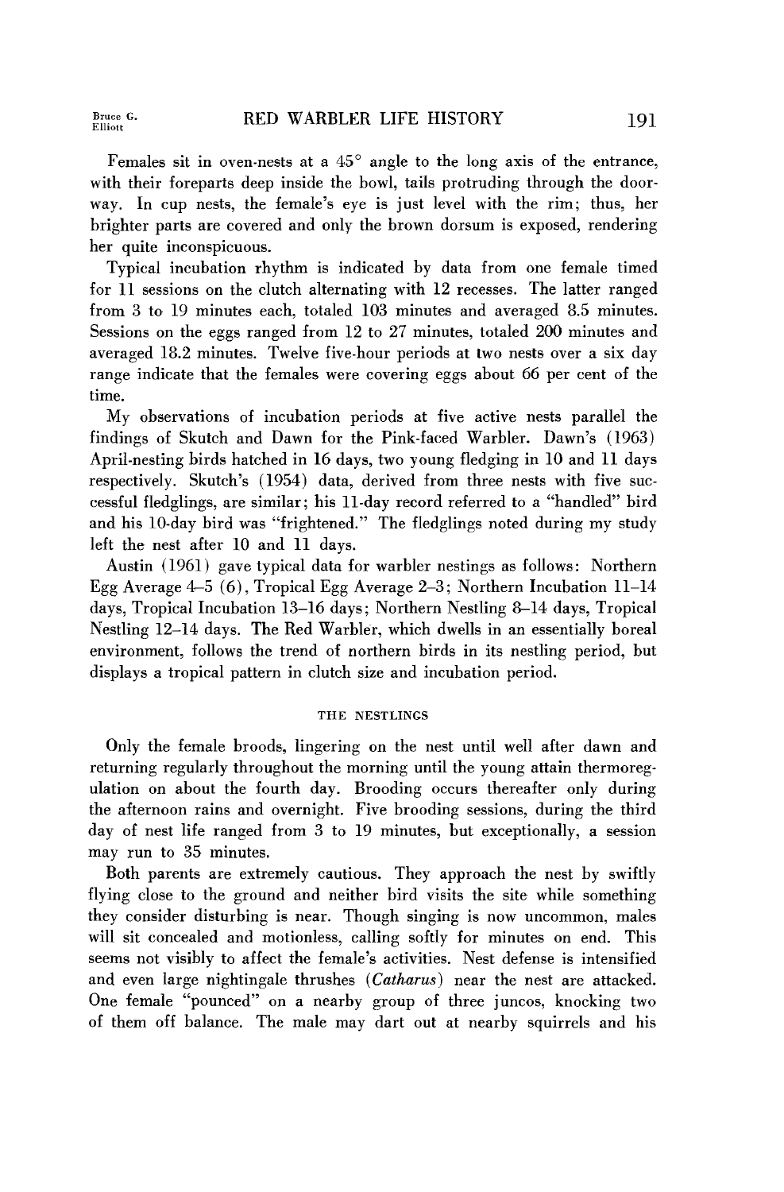Females sit in oven-nests at a 45° angle to the long axis of the entrance, with their foreparts deep inside the bowl, tails protruding through the doorway. In cup nests, the female's eye is just level with the rim; thus, her brighter parts are covered and only the brown dorsum is exposed, rendering her quite inconspicuous.

Typical incubation rhythm is indicated by data from one female timed for 11 sessions on the clutch alternating with 12 recesses. The latter ranged from 3 to 19 minutes each, totaled 103 minutes and averaged 8.5 minutes. Sessions on the eggs ranged from 12 to 27 minutes, totaled 200 minutes and averaged 18.2 minutes. Twelve five-hour periods at two nests over a six day range indicate that the females were covering eggs about 66 per cent of the time.

My observations of incubation periods at five active nests parallel the findings of Skutch and Dawn for the Pink-faced Warbler. Dawn's (1963) April-nesting birds hatched in 16 days, two young fledging in 10 and 11 days respectively. Skutch's (1954) data, derived from three nests with five successful fledglings, are similar; his 11-day record referred to a "handled" bird and his 10-day bird was "frightened." The fledglings noted during my study left the nest after 10 and 11 days.

Austin (1961) gave typical data for warbler nestings as follows: Northern Egg Average 4–5 (6), Tropical Egg Average 2–3; Northern Incubation 11–14 days, Tropical Incubation 13–16 days; Northern Nestling 8–14 days, Tropical Nestling 12–14 days. The Red Warbler, which dwells in an essentially boreal environment, follows the trend of northern birds in its nestling period, but displays a tropical pattern in clutch size and incubation period.

## THE NESTLINGS

Only the female broods, lingering on the nest until well after dawn and returning regularly throughout the morning until the young attain thermoregulation on about the fourth day. Brooding occurs thereafter only during the afternoon rains and overnight. Five brooding sessions, during the third day of nest life ranged from 3 to 19 minutes, but exceptionally, a session may run to 35 minutes.

Both parents are extremely cautious. They approach the nest by swiftly flying close to the ground and neither bird visits the site while something they consider disturbing is near. Though singing is now uncommon, males will sit concealed and motionless, calling softly for minutes on end. This seems not visibly to affect the female's activities. Nest defense is intensified and even large nightingale thrushes (*Catharus*) near the nest are attacked. One female "pounced" on a nearby group of three juncos, knocking two of them off balance. The male may dart out at nearby squirrels and his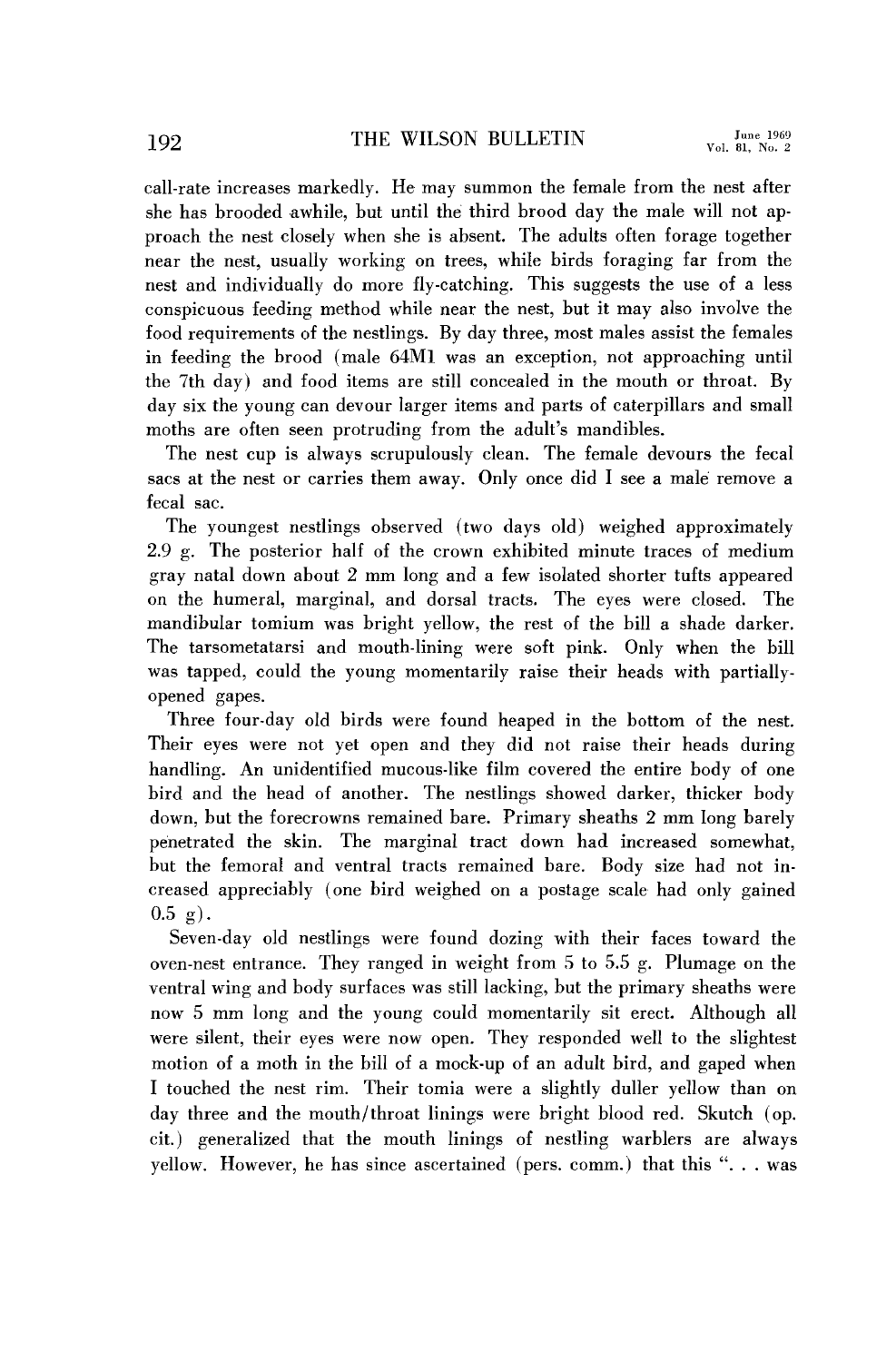call-rate increases markedly. He may summon the female from the nest after she has brooded awhile, but until the third brood day the male will not approach the nest closely when she is absent. The adults often forage together near the nest, usually working on trees, while birds foraging far from the nest and individually do more fly-catching. This suggests the use of a less conspicuous feeding method while near the nest, but it may also involve the food requirements of the nestlings. By day three, most males assist the females in feeding the brood (male 64M1 was an exception, not approaching until the 7th day) and food items are still concealed in the mouth or throat. By day six the young can devour larger items and parts of caterpillars and small moths are often seen protruding from the adult's mandibles.

The nest cup is always scrupulously clean. The female devours the fecal sacs at the nest or carries them away. Only once did I see a male remove a fecal sac.

The youngest nestlings observed (two days old) weighed approximately 2.9 g. The posterior half of the crown exhibited minute traces of medium gray natal down about 2 mm long and a few isolated shorter tufts appeared on the humeral, marginal, and dorsal tracts. The eyes were closed. The mandibular tomium was bright yellow, the rest of the bill a shade darker. The tarsometatarsi and mouth-lining were soft pink. Only when the bill was tapped, could the young momentarily raise their heads with partially-opened gapes.

Three four-day old birds were found heaped in the bottom of the nest. Their eyes were not yet open and they did not raise their heads during handling. An unidentified mucous-like film covered the entire body of one bird and the head of another. The nestlings showed darker, thicker body down, but the forecrowns remained bare. Primary sheaths 2 mm long barely penetrated the skin. The marginal tract down had increased somewhat, but the femoral and ventral tracts remained bare. Body size had not increased appreciably (one bird weighed on a postage scale had only gained 0.5 g).

Seven-day old nestlings were found dozing with their faces toward the oven-nest entrance. They ranged in weight from 5 to 5.5 g. Plumage on the ventral wing and body surfaces was still lacking, but the primary sheaths were now 5 mm long and the young could momentarily sit erect. Although all were silent, their eyes were now open. They responded well to the slightest motion of a moth in the bill of a mock-up of an adult bird, and gaped when I touched the nest rim. Their tomia were a slightly duller yellow than on day three and the mouth/throat linings were bright blood red. Skutch (op. cit.) generalized that the mouth linings of nestling warblers are always yellow. However, he has since ascertained (pers. comm.) that this ". . . was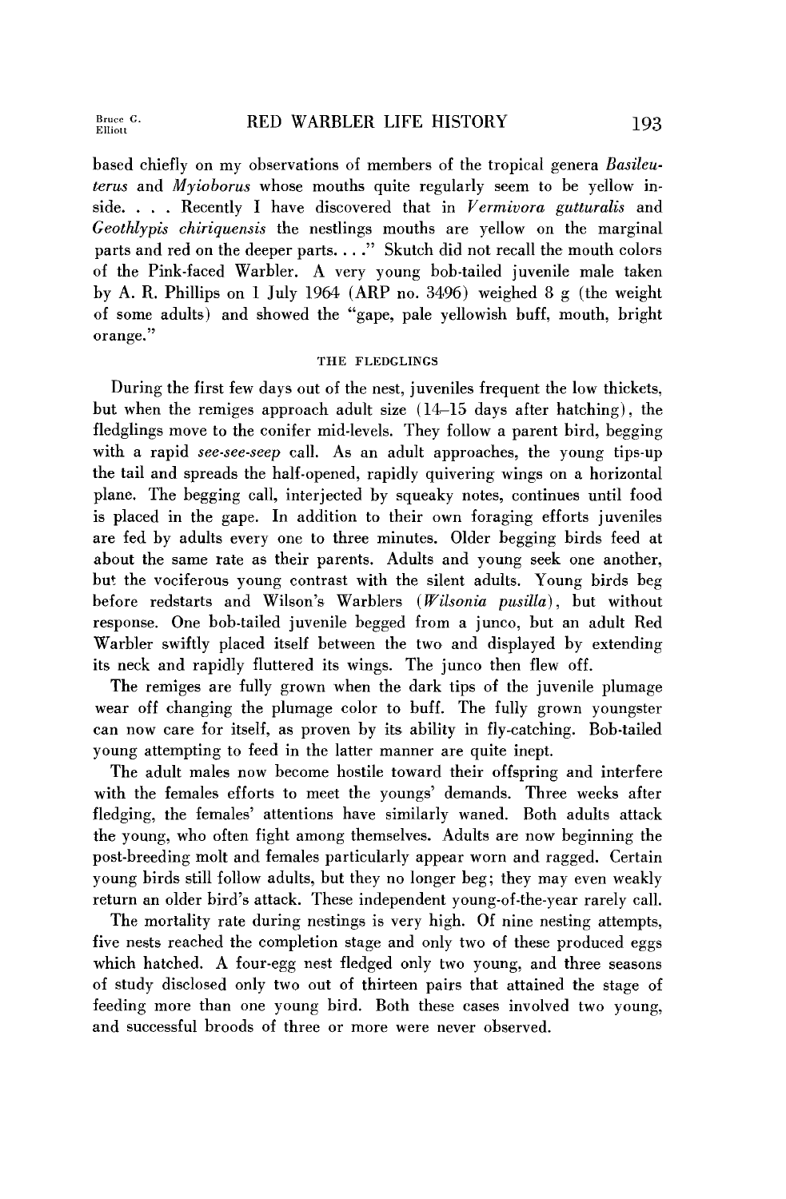based chiefly on my observations of members of the tropical genera *Basileuterus* and *Myioborus* whose mouths quite regularly seem to be yellow inside. . . . Recently I have discovered that in *Vermivora gutturalis* and *Geothlypis chiriquensis* the nestlings mouths are yellow on the marginal parts and red on the deeper parts. . . ." Skutch did not recall the mouth colors of the Pink-faced Warbler. A very young bob-tailed juvenile male taken by A. R. Phillips on 1 July 1964 (ARP no. 3496) weighed 8 g (the weight of some adults) and showed the "gape, pale yellowish buff, mouth, bright orange."

## THE FLEDGLINGS

During the first few days out of the nest, juveniles frequent the low thickets, but when the remiges approach adult size (14–15 days after hatching), the fledglings move to the conifer mid-levels. They follow a parent bird, begging with a rapid *see-see-seep* call. As an adult approaches, the young tips-up the tail and spreads the half-opened, rapidly quivering wings on a horizontal plane. The begging call, interjected by squeaky notes, continues until food is placed in the gape. In addition to their own foraging efforts juveniles are fed by adults every one to three minutes. Older begging birds feed at about the same rate as their parents. Adults and young seek one another, but the vociferous young contrast with the silent adults. Young birds beg before redstarts and Wilson's Warblers (*Wilsonia pusilla*), but without response. One bob-tailed juvenile begged from a junco, but an adult Red Warbler swiftly placed itself between the two and displayed by extending its neck and rapidly fluttered its wings. The junco then flew off.

The remiges are fully grown when the dark tips of the juvenile plumage wear off changing the plumage color to buff. The fully grown youngster can now care for itself, as proven by its ability in fly-catching. Bob-tailed young attempting to feed in the latter manner are quite inept.

The adult males now become hostile toward their offspring and interfere with the females efforts to meet the youngs' demands. Three weeks after fledging, the females' attentions have similarly waned. Both adults attack the young, who often fight among themselves. Adults are now beginning the post-breeding molt and females particularly appear worn and ragged. Certain young birds still follow adults, but they no longer beg; they may even weakly return an older bird's attack. These independent young-of-the-year rarely call.

The mortality rate during nestings is very high. Of nine nesting attempts, five nests reached the completion stage and only two of these produced eggs which hatched. A four-egg nest fledged only two young, and three seasons of study disclosed only two out of thirteen pairs that attained the stage of feeding more than one young bird. Both these cases involved two young, and successful broods of three or more were never observed.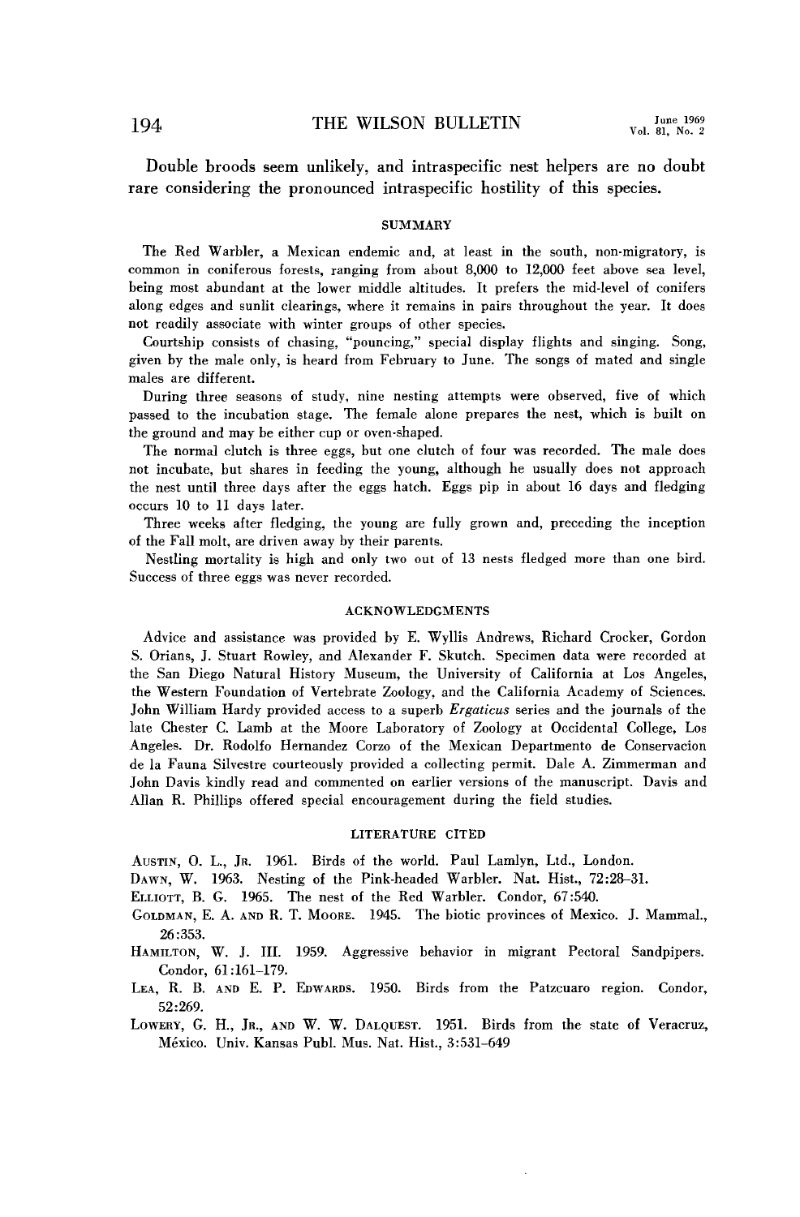Double broods seem unlikely, and intraspecific nest helpers are no doubt rare considering the pronounced intraspecific hostility of this species.

## SUMMARY

The Red Warbler, a Mexican endemic and, at least in the south, non-migratory, is common in coniferous forests, ranging from about 8,000 to 12,000 feet above sea level, being most abundant at the lower middle altitudes. It prefers the mid-level of conifers along edges and sunlit clearings, where it remains in pairs throughout the year. It does not readily associate with winter groups of other species.

Courtship consists of chasing, "pouncing," special display flights and singing. Song, given by the male only, is heard from February to June. The songs of mated and single males are different.

During three seasons of study, nine nesting attempts were observed, five of which passed to the incubation stage. The female alone prepares the nest, which is built on the ground and may be either cup or oven-shaped.

The normal clutch is three eggs, but one clutch of four was recorded. The male does not incubate, but shares in feeding the young, although he usually does not approach the nest until three days after the eggs hatch. Eggs pip in about 16 days and fledging occurs 10 to 11 days later.

Three weeks after fledging, the young are fully grown and, preceding the inception of the Fall molt, are driven away by their parents.

Nestling mortality is high and only two out of 13 nests fledged more than one bird. Success of three eggs was never recorded.

## ACKNOWLEDGMENTS

Advice and assistance was provided by E. Wyllis Andrews, Richard Crocker, Gordon S. Orians, J. Stuart Rowley, and Alexander F. Skutch. Specimen data were recorded at the San Diego Natural History Museum, the University of California at Los Angeles, the Western Foundation of Vertebrate Zoology, and the California Academy of Sciences. John William Hardy provided access to a superb *Ergaticus* series and the journals of the late Chester C. Lamb at the Moore Laboratory of Zoology at Occidental College, Los Angeles. Dr. Rodolfo Hernandez Corzo of the Mexican Departmento de Conservacion de la Fauna Silvestre courteously provided a collecting permit. Dale A. Zimmerman and John Davis kindly read and commented on earlier versions of the manuscript. Davis and Allan R. Phillips offered special encouragement during the field studies.

## LITERATURE CITED

Austin, O. L., Jr. 1961. Birds of the world. Paul Lamlyn, Ltd., London.

Dawn, W. 1963. Nesting of the Pink-headed Warbler. Nat. Hist., 72:28–31.

Elliott, B. G. 1965. The nest of the Red Warbler. Condor, 67:540.

Goldman, E. A. and R. T. Moore. 1945. The biotic provinces of Mexico. J. Mammal., 26:353.

Hamilton, W. J. III. 1959. Aggressive behavior in migrant Pectoral Sandpipers. Condor, 61:161–179.

Lea, R. B. and E. P. Edwards. 1950. Birds from the Patzcuaro region. Condor, 52:269.

Lowery, G. H., Jr., and W. W. Dalquest. 1951. Birds from the state of Veracruz, México. Univ. Kansas Publ. Mus. Nat. Hist., 3:531–649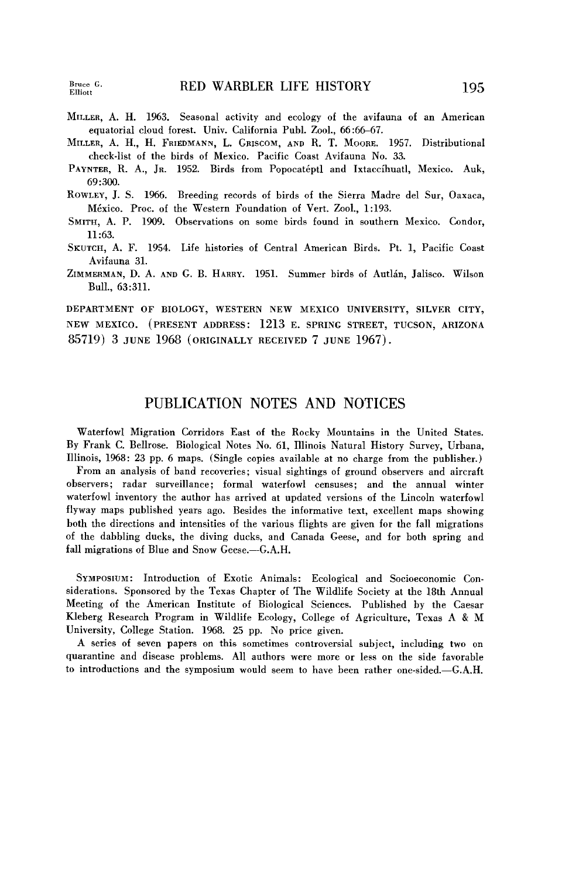Miller, A. H. 1963. Seasonal activity and ecology of the avifauna of an American equatorial cloud forest. Univ. California Publ. Zool., 66:66–67.

Miller, A. H., H. Friedmann, L. Griscom, and R. T. Moore. 1957. Distributional check-list of the birds of Mexico. Pacific Coast Avifauna No. 33.

Paynter, R. A., Jr. 1952. Birds from Popocatéptl and Ixtaccíhuatl, Mexico. Auk, 69:300.

Rowley, J. S. 1966. Breeding records of birds of the Sierra Madre del Sur, Oaxaca, México. Proc. of the Western Foundation of Vert. Zool., 1:193.

Smith, A. P. 1909. Observations on some birds found in southern Mexico. Condor, 11:63.

Skutch, A. F. 1954. Life histories of Central American Birds. Pt. 1, Pacific Coast Avifauna 31.

Zimmerman, D. A. and G. B. Harry. 1951. Summer birds of Autlán, Jalisco. Wilson Bull., 63:311.

Department of Biology, Western New Mexico University, Silver City, New Mexico. (Present address: 1213 E. Spring Street, Tucson, Arizona 85719) 3 June 1968 (originally received 7 June 1967).

# PUBLICATION NOTES AND NOTICES

Waterfowl Migration Corridors East of the Rocky Mountains in the United States. By Frank C. Bellrose. Biological Notes No. 61, Illinois Natural History Survey, Urbana, Illinois, 1968: 23 pp. 6 maps. (Single copies available at no charge from the publisher.)

From an analysis of band recoveries; visual sightings of ground observers and aircraft observers; radar surveillance; formal waterfowl censuses; and the annual winter waterfowl inventory the author has arrived at updated versions of the Lincoln waterfowl flyway maps published years ago. Besides the informative text, excellent maps showing both the directions and intensities of the various flights are given for the fall migrations of the dabbling ducks, the diving ducks, and Canada Geese, and for both spring and fall migrations of Blue and Snow Geese.—G.A.H.

Symposium: Introduction of Exotic Animals: Ecological and Socioeconomic Considerations. Sponsored by the Texas Chapter of The Wildlife Society at the 18th Annual Meeting of the American Institute of Biological Sciences. Published by the Caesar Kleberg Research Program in Wildlife Ecology, College of Agriculture, Texas A & M University, College Station. 1968. 25 pp. No price given.

A series of seven papers on this sometimes controversial subject, including two on quarantine and disease problems. All authors were more or less on the side favorable to introductions and the symposium would seem to have been rather one-sided.—G.A.H.